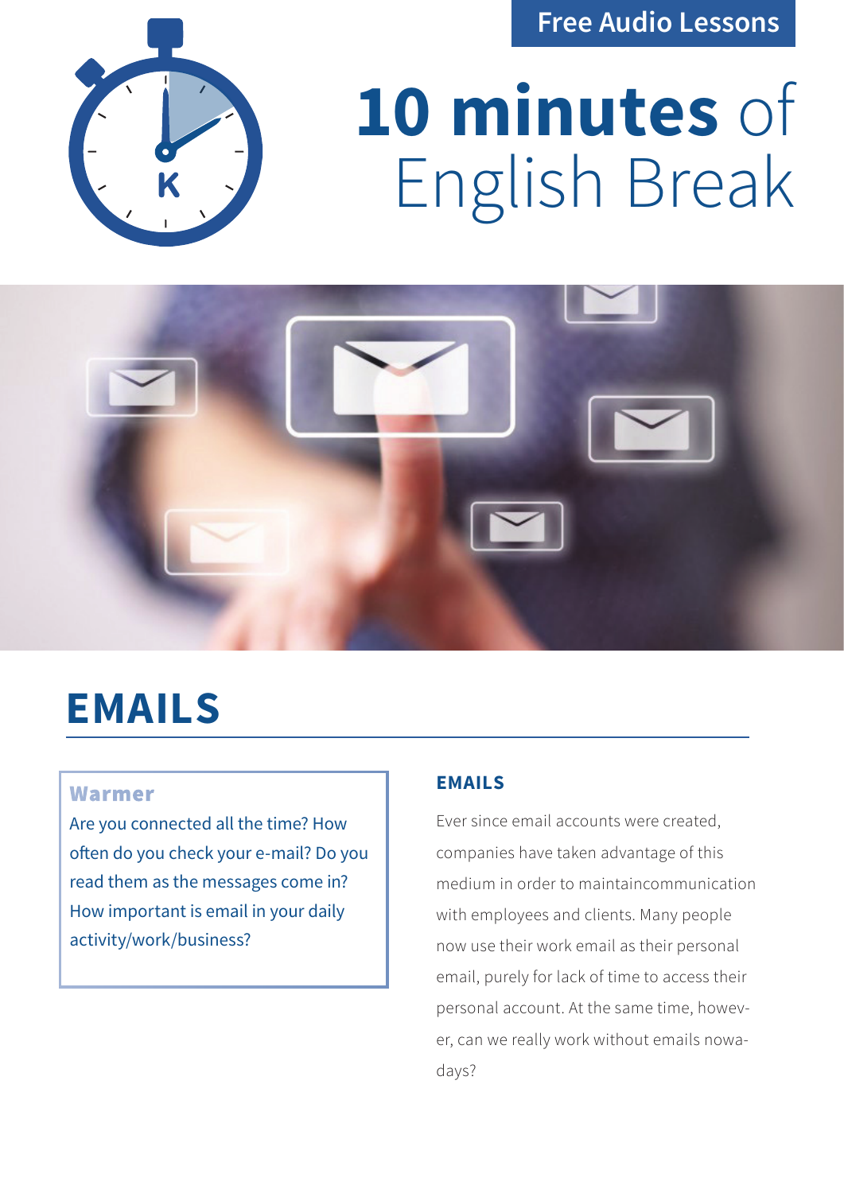Free Audio Lessons

# 10 minutes of English Break

## EMAILS

### Warmer

Are you connected all the time? How often do you check your e-mail? Do you read them as the messages come in? How important is email in your daily activity/work/business?

### EMAILS

Ever since email accounts were created, companies have taken advantage of this medium in order to maintaincommunication with employees and clients. Many people now use their work email as their personal email, purely for lack of time to access their personal account. At the same time, however, can we really work without emails nowadays?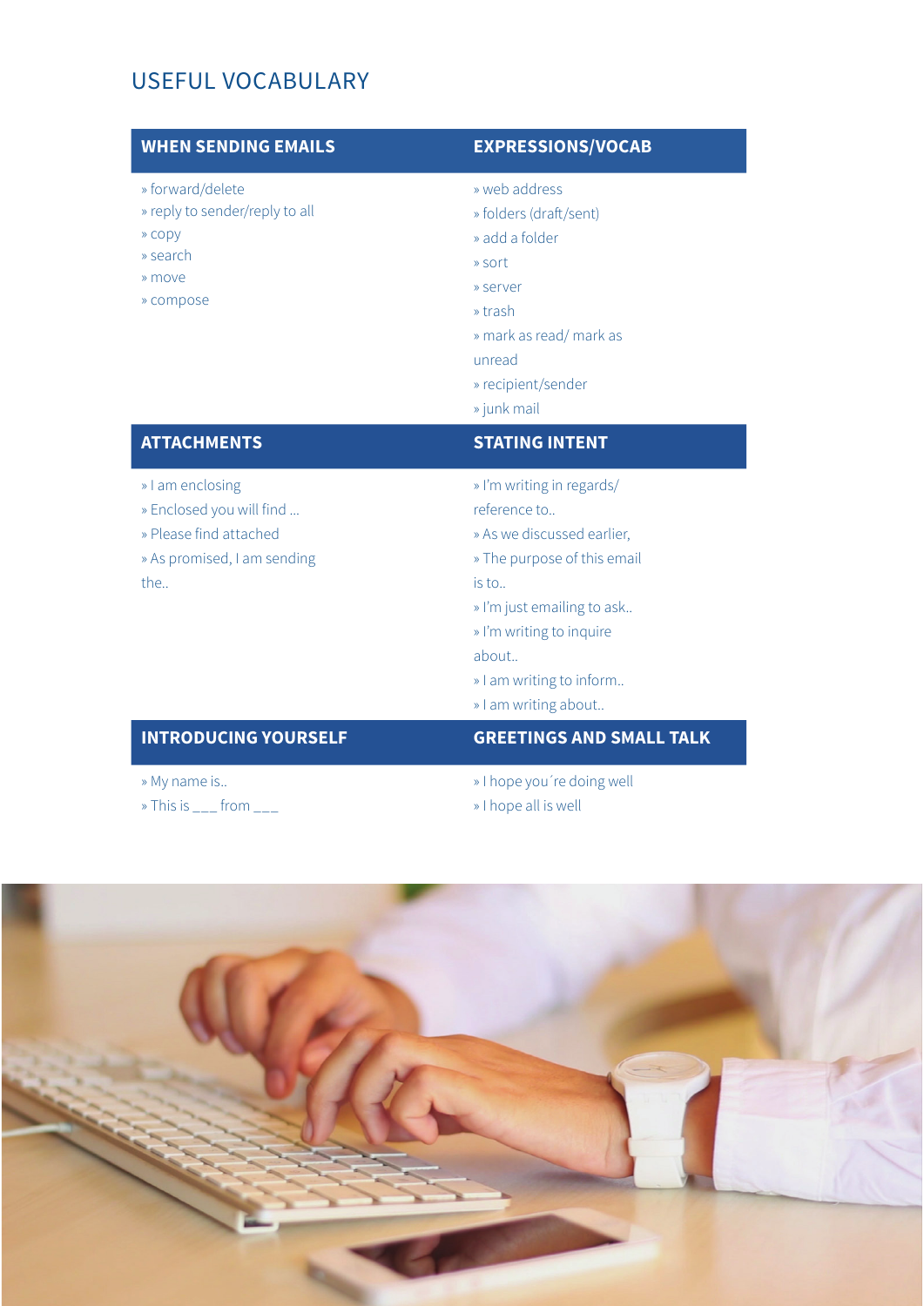## USEFUL VOCABULARY

| WHEN SENDING EMAILS | EXPRESSIONS/VOCAB |
|---|---|
| » forward/delete<br>» reply to sender/reply to all<br>» copy<br>» search<br>» move<br>» compose | » web address<br>» folders (draft/sent)<br>» add a folder<br>» sort<br>» server<br>» trash<br>» mark as read/ mark as unread<br>» recipient/sender<br>» junk mail |
| **ATTACHMENTS** | **STATING INTENT** |
| » I am enclosing<br>» Enclosed you will find ...<br>» Please find attached<br>» As promised, I am sending the.. | » I'm writing in regards/ reference to..<br>» As we discussed earlier,<br>» The purpose of this email is to..<br>» I'm just emailing to ask..<br>» I'm writing to inquire about..<br>» I am writing to inform..<br>» I am writing about.. |
| **INTRODUCING YOURSELF** | **GREETINGS AND SMALL TALK** |
| » My name is..<br>» This is ___ from ___ | » I hope you´re doing well<br>» I hope all is well |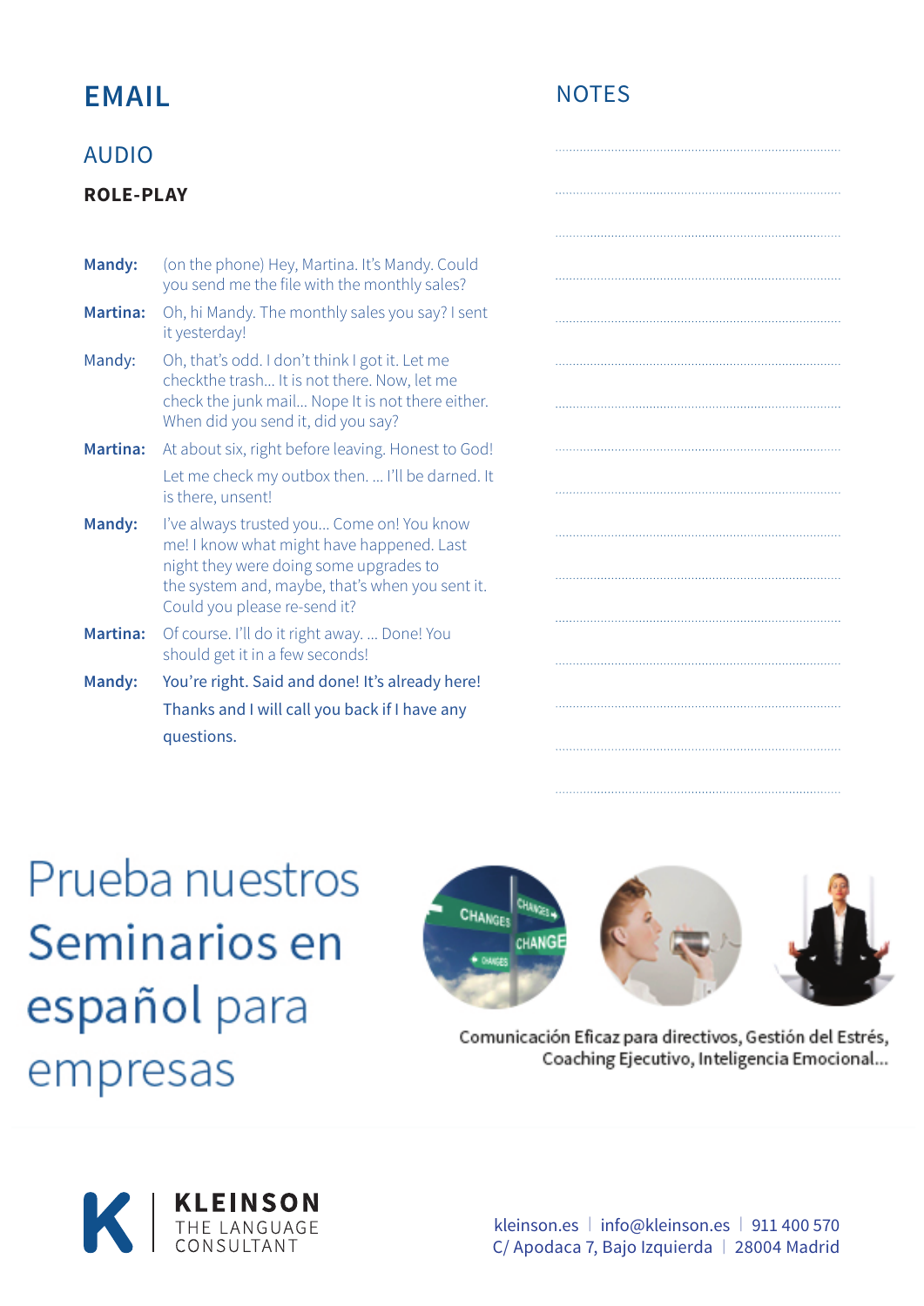# EMAIL

## AUDIO

### ROLE-PLAY

**Mandy:** (on the phone) Hey, Martina. It's Mandy. Could you send me the file with the monthly sales?

**Martina:** Oh, hi Mandy. The monthly sales you say? I sent it yesterday!

**Mandy:** Oh, that's odd. I don't think I got it. Let me checkthe trash... It is not there. Now, let me check the junk mail... Nope It is not there either. When did you send it, did you say?

**Martina:** At about six, right before leaving. Honest to God!

Let me check my outbox then. ... I'll be darned. It is there, unsent!

**Mandy:** I've always trusted you... Come on! You know me! I know what might have happened. Last night they were doing some upgrades to the system and, maybe, that's when you sent it. Could you please re-send it?

**Martina:** Of course. I'll do it right away. ... Done! You should get it in a few seconds!

**Mandy:** You're right. Said and done! It's already here! Thanks and I will call you back if I have any questions.

## NOTES

Prueba nuestros **Seminarios en español** para empresas

Comunicación Eficaz para directivos, Gestión del Estrés, Coaching Ejecutivo, Inteligencia Emocional...

**KLEINSON** THE LANGUAGE CONSULTANT

kleinson.es | info@kleinson.es | 911 400 570
C/ Apodaca 7, Bajo Izquierda | 28004 Madrid